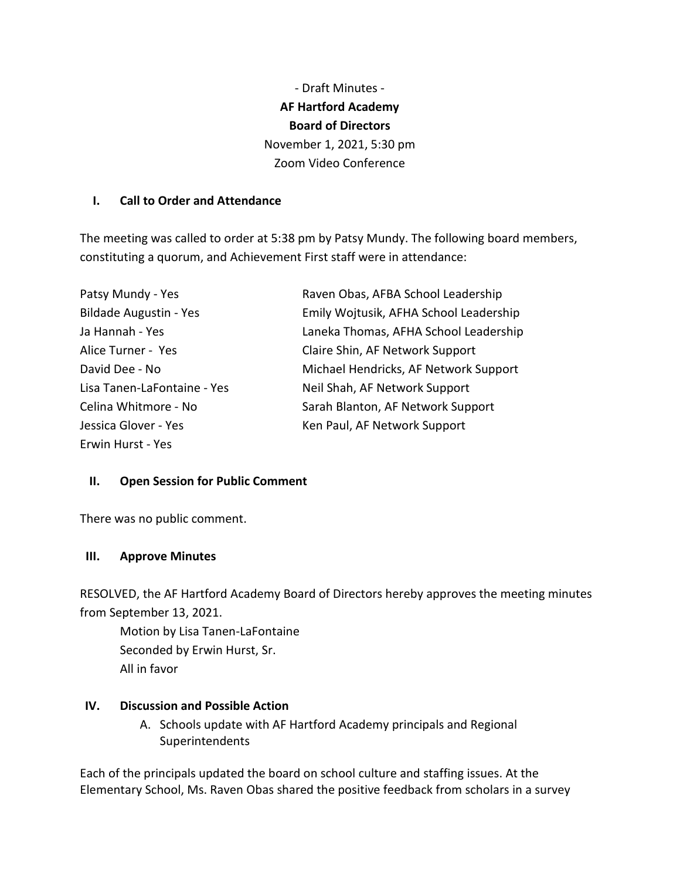- Draft Minutes -

**AF Hartford Academy**

**Board of Directors**

November 1, 2021, 5:30 pm

Zoom Video Conference

## I. Call to Order and Attendance

The meeting was called to order at 5:38 pm by Patsy Mundy. The following board members, constituting a quorum, and Achievement First staff were in attendance:

| | |
|---|---|
| Patsy Mundy - Yes | Raven Obas, AFBA School Leadership |
| Bildade Augustin - Yes | Emily Wojtusik, AFHA School Leadership |
| Ja Hannah - Yes | Laneka Thomas, AFHA School Leadership |
| Alice Turner - Yes | Claire Shin, AF Network Support |
| David Dee - No | Michael Hendricks, AF Network Support |
| Lisa Tanen-LaFontaine - Yes | Neil Shah, AF Network Support |
| Celina Whitmore - No | Sarah Blanton, AF Network Support |
| Jessica Glover - Yes | Ken Paul, AF Network Support |
| Erwin Hurst - Yes | |

## II. Open Session for Public Comment

There was no public comment.

## III. Approve Minutes

RESOLVED, the AF Hartford Academy Board of Directors hereby approves the meeting minutes from September 13, 2021.

Motion by Lisa Tanen-LaFontaine
Seconded by Erwin Hurst, Sr.
All in favor

## IV. Discussion and Possible Action

A. Schools update with AF Hartford Academy principals and Regional Superintendents

Each of the principals updated the board on school culture and staffing issues. At the Elementary School, Ms. Raven Obas shared the positive feedback from scholars in a survey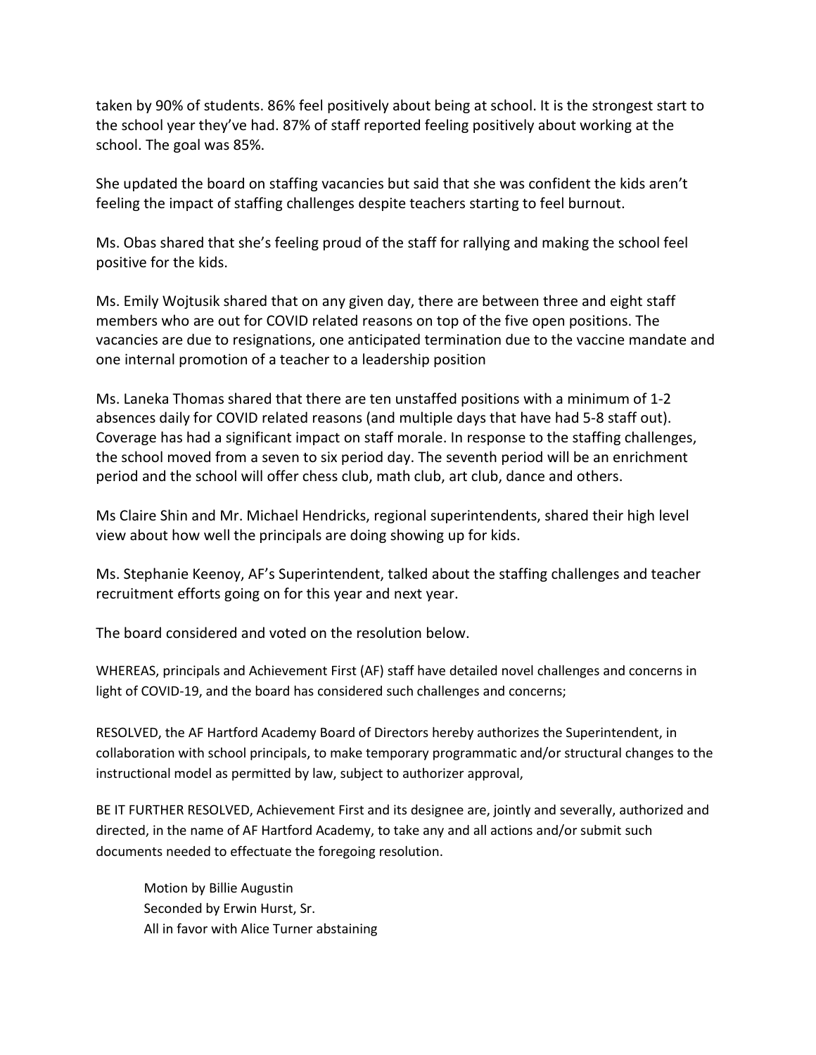taken by 90% of students. 86% feel positively about being at school. It is the strongest start to the school year they've had. 87% of staff reported feeling positively about working at the school. The goal was 85%.

She updated the board on staffing vacancies but said that she was confident the kids aren't feeling the impact of staffing challenges despite teachers starting to feel burnout.

Ms. Obas shared that she's feeling proud of the staff for rallying and making the school feel positive for the kids.

Ms. Emily Wojtusik shared that on any given day, there are between three and eight staff members who are out for COVID related reasons on top of the five open positions. The vacancies are due to resignations, one anticipated termination due to the vaccine mandate and one internal promotion of a teacher to a leadership position

Ms. Laneka Thomas shared that there are ten unstaffed positions with a minimum of 1-2 absences daily for COVID related reasons (and multiple days that have had 5-8 staff out). Coverage has had a significant impact on staff morale. In response to the staffing challenges, the school moved from a seven to six period day. The seventh period will be an enrichment period and the school will offer chess club, math club, art club, dance and others.

Ms Claire Shin and Mr. Michael Hendricks, regional superintendents, shared their high level view about how well the principals are doing showing up for kids.

Ms. Stephanie Keenoy, AF's Superintendent, talked about the staffing challenges and teacher recruitment efforts going on for this year and next year.

The board considered and voted on the resolution below.

WHEREAS, principals and Achievement First (AF) staff have detailed novel challenges and concerns in light of COVID-19, and the board has considered such challenges and concerns;

RESOLVED, the AF Hartford Academy Board of Directors hereby authorizes the Superintendent, in collaboration with school principals, to make temporary programmatic and/or structural changes to the instructional model as permitted by law, subject to authorizer approval,

BE IT FURTHER RESOLVED, Achievement First and its designee are, jointly and severally, authorized and directed, in the name of AF Hartford Academy, to take any and all actions and/or submit such documents needed to effectuate the foregoing resolution.

Motion by Billie Augustin
Seconded by Erwin Hurst, Sr.
All in favor with Alice Turner abstaining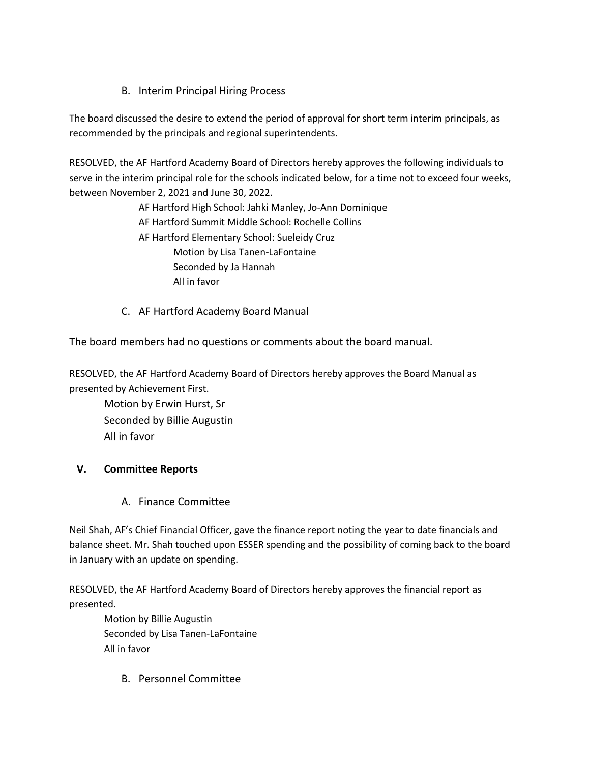B. Interim Principal Hiring Process

The board discussed the desire to extend the period of approval for short term interim principals, as recommended by the principals and regional superintendents.

RESOLVED, the AF Hartford Academy Board of Directors hereby approves the following individuals to serve in the interim principal role for the schools indicated below, for a time not to exceed four weeks, between November 2, 2021 and June 30, 2022.

AF Hartford High School: Jahki Manley, Jo-Ann Dominique
AF Hartford Summit Middle School: Rochelle Collins
AF Hartford Elementary School: Sueleidy Cruz

Motion by Lisa Tanen-LaFontaine
Seconded by Ja Hannah
All in favor

C. AF Hartford Academy Board Manual

The board members had no questions or comments about the board manual.

RESOLVED, the AF Hartford Academy Board of Directors hereby approves the Board Manual as presented by Achievement First.

Motion by Erwin Hurst, Sr
Seconded by Billie Augustin
All in favor

## V. Committee Reports

A. Finance Committee

Neil Shah, AF's Chief Financial Officer, gave the finance report noting the year to date financials and balance sheet. Mr. Shah touched upon ESSER spending and the possibility of coming back to the board in January with an update on spending.

RESOLVED, the AF Hartford Academy Board of Directors hereby approves the financial report as presented.

Motion by Billie Augustin
Seconded by Lisa Tanen-LaFontaine
All in favor

B. Personnel Committee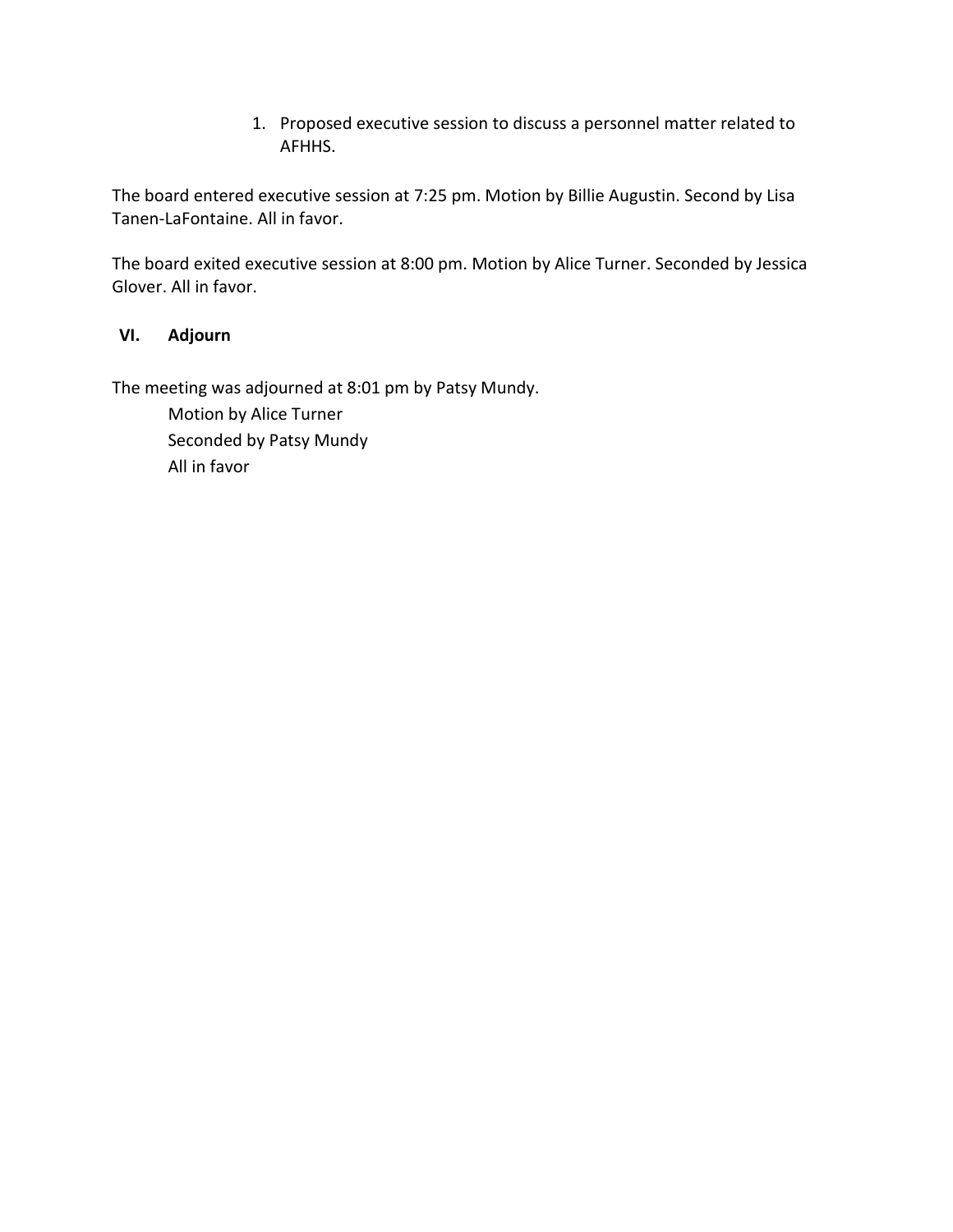1. Proposed executive session to discuss a personnel matter related to AFHHS.

The board entered executive session at 7:25 pm. Motion by Billie Augustin. Second by Lisa Tanen-LaFontaine. All in favor.

The board exited executive session at 8:00 pm. Motion by Alice Turner. Seconded by Jessica Glover. All in favor.

## VI. Adjourn

The meeting was adjourned at 8:01 pm by Patsy Mundy.

Motion by Alice Turner  
Seconded by Patsy Mundy  
All in favor